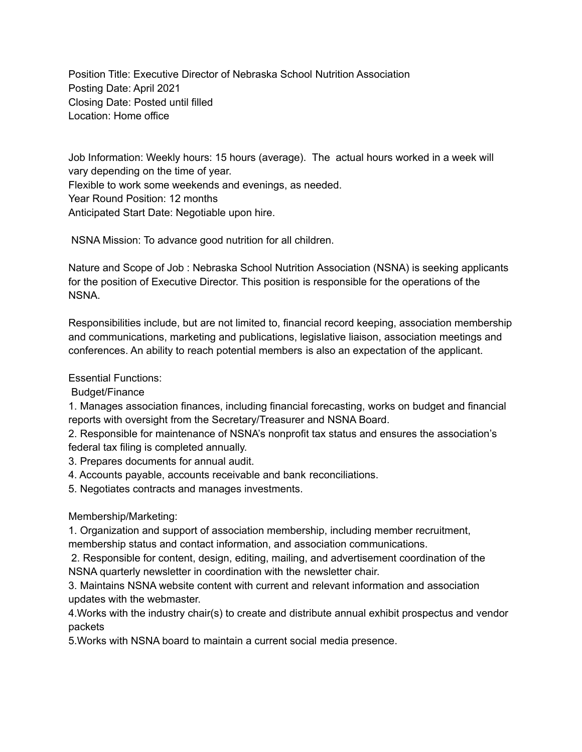Position Title: Executive Director of Nebraska School Nutrition Association
Posting Date: April 2021
Closing Date: Posted until filled
Location: Home office

Job Information: Weekly hours: 15 hours (average). The actual hours worked in a week will vary depending on the time of year.
Flexible to work some weekends and evenings, as needed.
Year Round Position: 12 months
Anticipated Start Date: Negotiable upon hire.

NSNA Mission: To advance good nutrition for all children.

Nature and Scope of Job : Nebraska School Nutrition Association (NSNA) is seeking applicants for the position of Executive Director. This position is responsible for the operations of the NSNA.

Responsibilities include, but are not limited to, financial record keeping, association membership and communications, marketing and publications, legislative liaison, association meetings and conferences. An ability to reach potential members is also an expectation of the applicant.

Essential Functions:

Budget/Finance

1. Manages association finances, including financial forecasting, works on budget and financial reports with oversight from the Secretary/Treasurer and NSNA Board.
2. Responsible for maintenance of NSNA's nonprofit tax status and ensures the association's federal tax filing is completed annually.
3. Prepares documents for annual audit.
4. Accounts payable, accounts receivable and bank reconciliations.
5. Negotiates contracts and manages investments.

Membership/Marketing:

1. Organization and support of association membership, including member recruitment, membership status and contact information, and association communications.
2. Responsible for content, design, editing, mailing, and advertisement coordination of the NSNA quarterly newsletter in coordination with the newsletter chair.
3. Maintains NSNA website content with current and relevant information and association updates with the webmaster.
4. Works with the industry chair(s) to create and distribute annual exhibit prospectus and vendor packets
5. Works with NSNA board to maintain a current social media presence.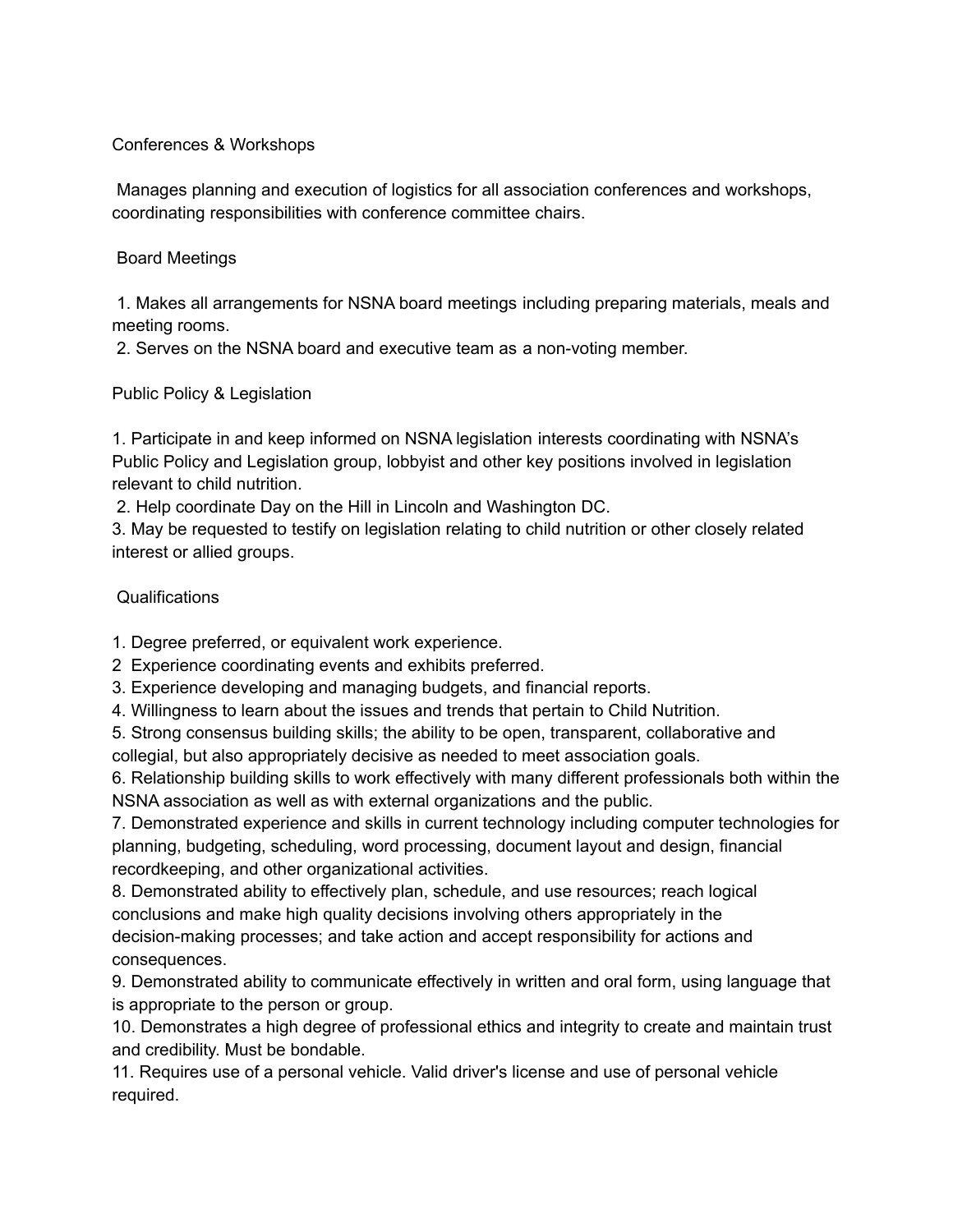## Conferences & Workshops

Manages planning and execution of logistics for all association conferences and workshops, coordinating responsibilities with conference committee chairs.

## Board Meetings

1. Makes all arrangements for NSNA board meetings including preparing materials, meals and meeting rooms.
2. Serves on the NSNA board and executive team as a non-voting member.

## Public Policy & Legislation

1. Participate in and keep informed on NSNA legislation interests coordinating with NSNA's Public Policy and Legislation group, lobbyist and other key positions involved in legislation relevant to child nutrition.
2. Help coordinate Day on the Hill in Lincoln and Washington DC.
3. May be requested to testify on legislation relating to child nutrition or other closely related interest or allied groups.

## Qualifications

1. Degree preferred, or equivalent work experience.
2. Experience coordinating events and exhibits preferred.
3. Experience developing and managing budgets, and financial reports.
4. Willingness to learn about the issues and trends that pertain to Child Nutrition.
5. Strong consensus building skills; the ability to be open, transparent, collaborative and collegial, but also appropriately decisive as needed to meet association goals.
6. Relationship building skills to work effectively with many different professionals both within the NSNA association as well as with external organizations and the public.
7. Demonstrated experience and skills in current technology including computer technologies for planning, budgeting, scheduling, word processing, document layout and design, financial recordkeeping, and other organizational activities.
8. Demonstrated ability to effectively plan, schedule, and use resources; reach logical conclusions and make high quality decisions involving others appropriately in the decision-making processes; and take action and accept responsibility for actions and consequences.
9. Demonstrated ability to communicate effectively in written and oral form, using language that is appropriate to the person or group.
10. Demonstrates a high degree of professional ethics and integrity to create and maintain trust and credibility. Must be bondable.
11. Requires use of a personal vehicle. Valid driver's license and use of personal vehicle required.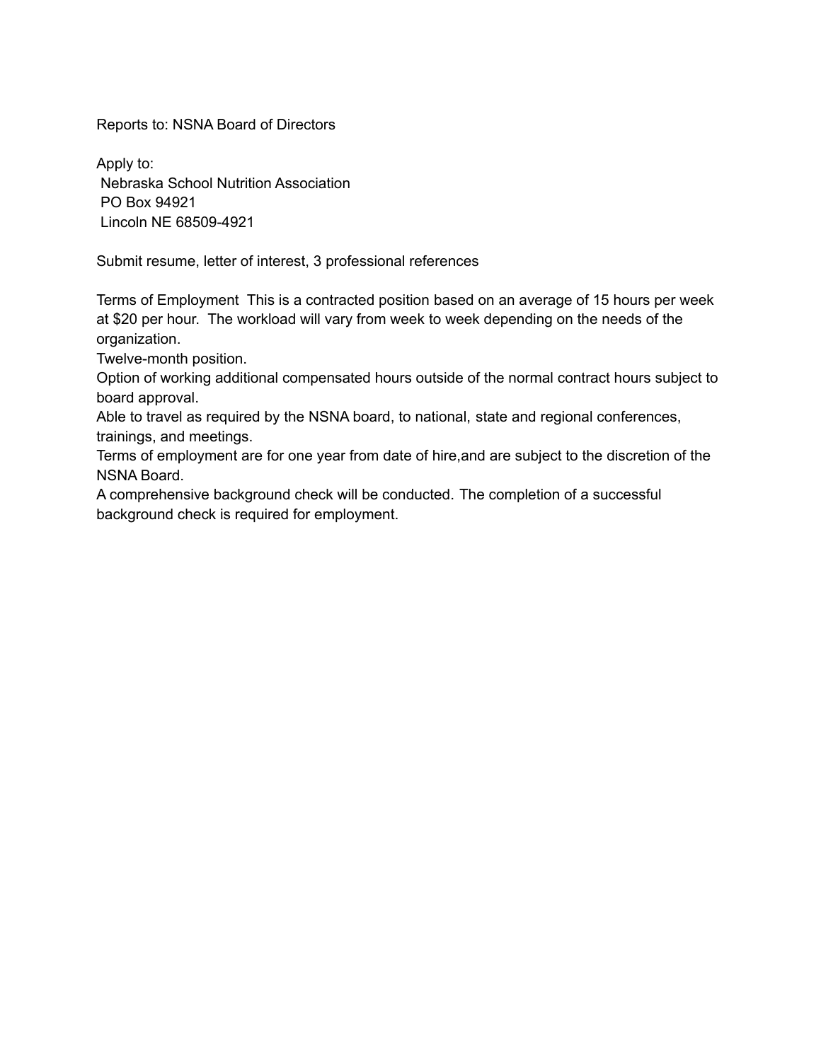Reports to: NSNA Board of Directors

Apply to:
Nebraska School Nutrition Association
PO Box 94921
Lincoln NE 68509-4921

Submit resume, letter of interest, 3 professional references

Terms of Employment This is a contracted position based on an average of 15 hours per week at $20 per hour. The workload will vary from week to week depending on the needs of the organization.
Twelve-month position.
Option of working additional compensated hours outside of the normal contract hours subject to board approval.
Able to travel as required by the NSNA board, to national, state and regional conferences, trainings, and meetings.
Terms of employment are for one year from date of hire,and are subject to the discretion of the NSNA Board.
A comprehensive background check will be conducted. The completion of a successful background check is required for employment.